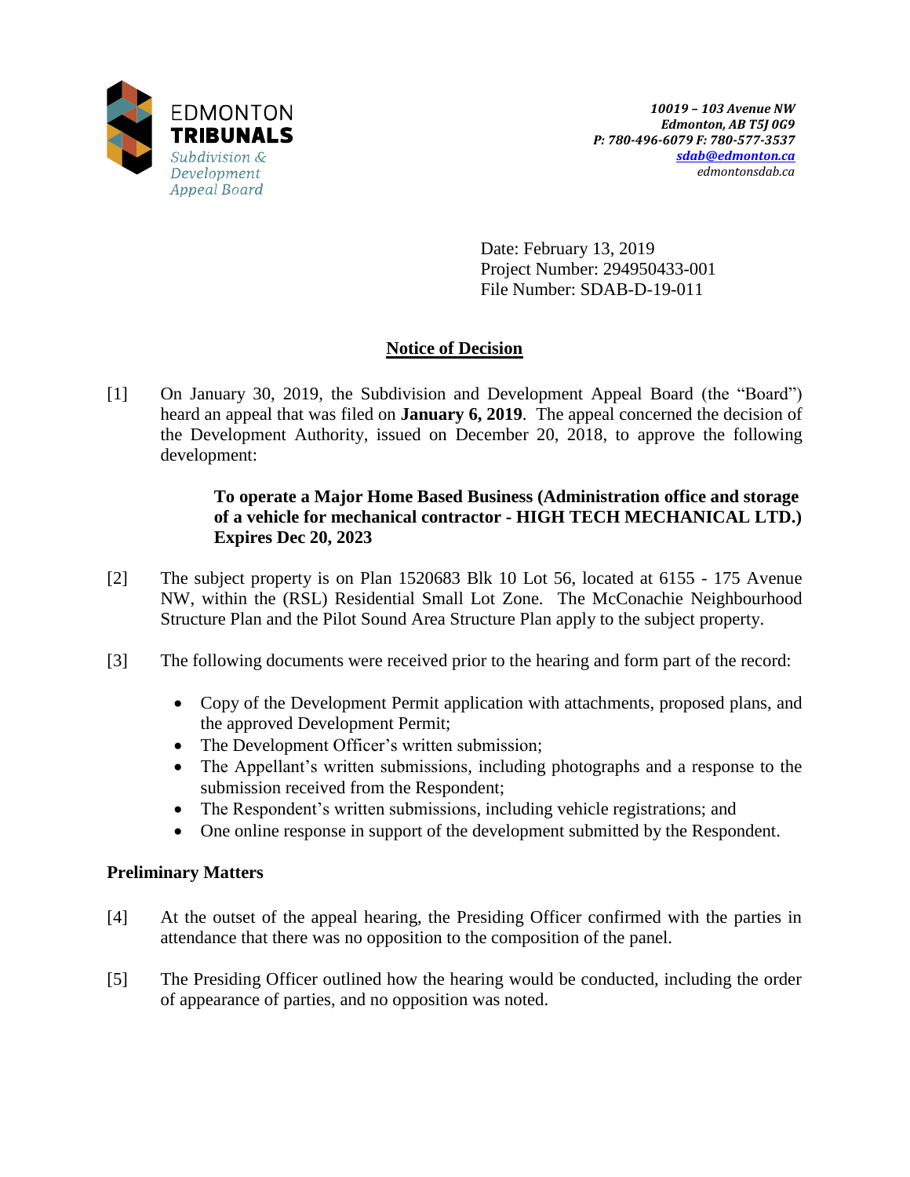EDMONTON
**TRIBUNALS**
*Subdivision & Development Appeal Board*

***10019 – 103 Avenue NW***
***Edmonton, AB T5J 0G9***
***P: 780-496-6079 F: 780-577-3537***
***sdab@edmonton.ca***
*edmontonsdab.ca*

Date: February 13, 2019
Project Number: 294950433-001
File Number: SDAB-D-19-011

## Notice of Decision

[1] On January 30, 2019, the Subdivision and Development Appeal Board (the "Board") heard an appeal that was filed on **January 6, 2019**. The appeal concerned the decision of the Development Authority, issued on December 20, 2018, to approve the following development:

> **To operate a Major Home Based Business (Administration office and storage of a vehicle for mechanical contractor - HIGH TECH MECHANICAL LTD.) Expires Dec 20, 2023**

[2] The subject property is on Plan 1520683 Blk 10 Lot 56, located at 6155 - 175 Avenue NW, within the (RSL) Residential Small Lot Zone. The McConachie Neighbourhood Structure Plan and the Pilot Sound Area Structure Plan apply to the subject property.

[3] The following documents were received prior to the hearing and form part of the record:

- Copy of the Development Permit application with attachments, proposed plans, and the approved Development Permit;
- The Development Officer's written submission;
- The Appellant's written submissions, including photographs and a response to the submission received from the Respondent;
- The Respondent's written submissions, including vehicle registrations; and
- One online response in support of the development submitted by the Respondent.

### Preliminary Matters

[4] At the outset of the appeal hearing, the Presiding Officer confirmed with the parties in attendance that there was no opposition to the composition of the panel.

[5] The Presiding Officer outlined how the hearing would be conducted, including the order of appearance of parties, and no opposition was noted.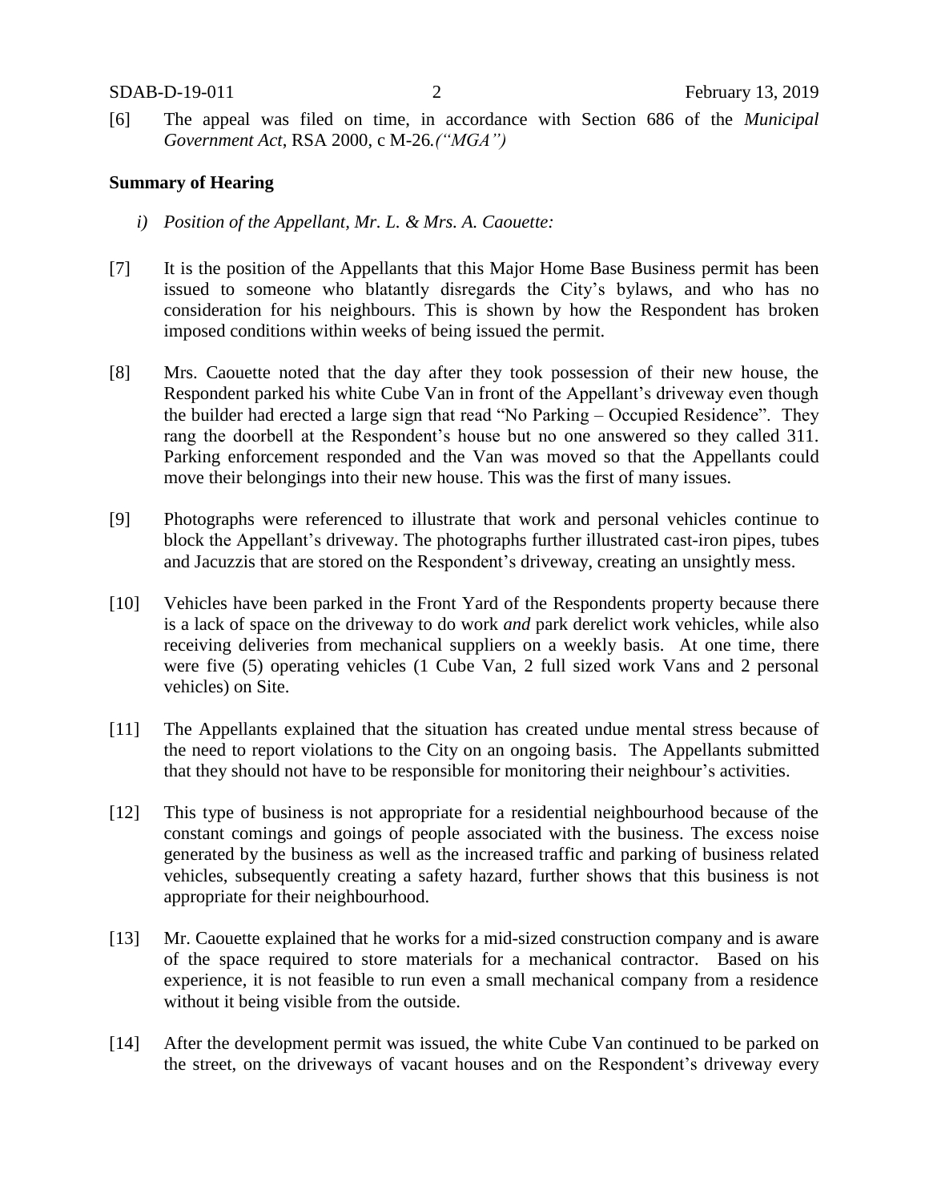[6] The appeal was filed on time, in accordance with Section 686 of the *Municipal Government Act*, RSA 2000, c M-26*.("MGA")*

**Summary of Hearing**

*i) Position of the Appellant, Mr. L. & Mrs. A. Caouette:*

[7] It is the position of the Appellants that this Major Home Base Business permit has been issued to someone who blatantly disregards the City's bylaws, and who has no consideration for his neighbours. This is shown by how the Respondent has broken imposed conditions within weeks of being issued the permit.

[8] Mrs. Caouette noted that the day after they took possession of their new house, the Respondent parked his white Cube Van in front of the Appellant's driveway even though the builder had erected a large sign that read "No Parking – Occupied Residence". They rang the doorbell at the Respondent's house but no one answered so they called 311. Parking enforcement responded and the Van was moved so that the Appellants could move their belongings into their new house. This was the first of many issues.

[9] Photographs were referenced to illustrate that work and personal vehicles continue to block the Appellant's driveway. The photographs further illustrated cast-iron pipes, tubes and Jacuzzis that are stored on the Respondent's driveway, creating an unsightly mess.

[10] Vehicles have been parked in the Front Yard of the Respondents property because there is a lack of space on the driveway to do work *and* park derelict work vehicles, while also receiving deliveries from mechanical suppliers on a weekly basis. At one time, there were five (5) operating vehicles (1 Cube Van, 2 full sized work Vans and 2 personal vehicles) on Site.

[11] The Appellants explained that the situation has created undue mental stress because of the need to report violations to the City on an ongoing basis. The Appellants submitted that they should not have to be responsible for monitoring their neighbour's activities.

[12] This type of business is not appropriate for a residential neighbourhood because of the constant comings and goings of people associated with the business. The excess noise generated by the business as well as the increased traffic and parking of business related vehicles, subsequently creating a safety hazard, further shows that this business is not appropriate for their neighbourhood.

[13] Mr. Caouette explained that he works for a mid-sized construction company and is aware of the space required to store materials for a mechanical contractor. Based on his experience, it is not feasible to run even a small mechanical company from a residence without it being visible from the outside.

[14] After the development permit was issued, the white Cube Van continued to be parked on the street, on the driveways of vacant houses and on the Respondent's driveway every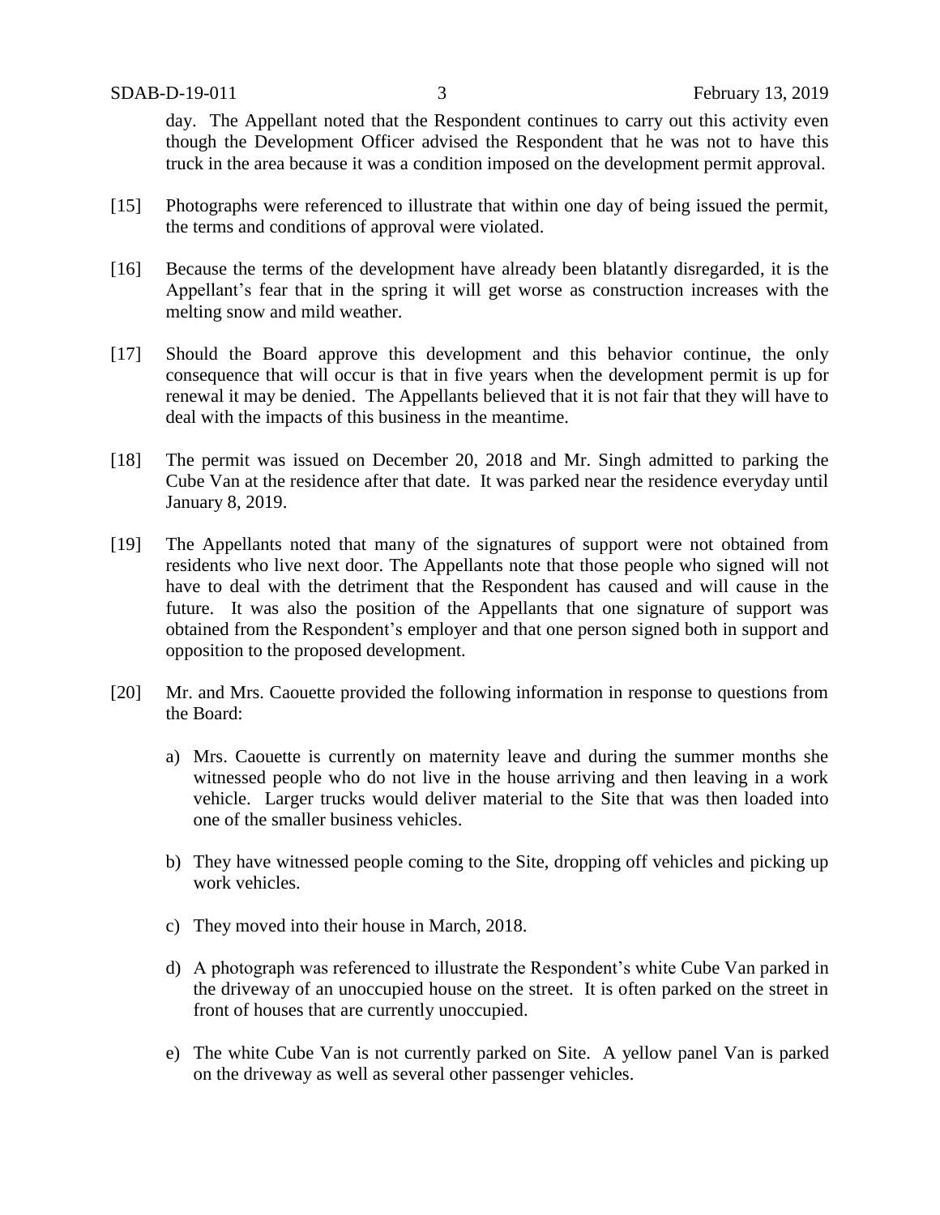day. The Appellant noted that the Respondent continues to carry out this activity even though the Development Officer advised the Respondent that he was not to have this truck in the area because it was a condition imposed on the development permit approval.

[15] Photographs were referenced to illustrate that within one day of being issued the permit, the terms and conditions of approval were violated.

[16] Because the terms of the development have already been blatantly disregarded, it is the Appellant's fear that in the spring it will get worse as construction increases with the melting snow and mild weather.

[17] Should the Board approve this development and this behavior continue, the only consequence that will occur is that in five years when the development permit is up for renewal it may be denied. The Appellants believed that it is not fair that they will have to deal with the impacts of this business in the meantime.

[18] The permit was issued on December 20, 2018 and Mr. Singh admitted to parking the Cube Van at the residence after that date. It was parked near the residence everyday until January 8, 2019.

[19] The Appellants noted that many of the signatures of support were not obtained from residents who live next door. The Appellants note that those people who signed will not have to deal with the detriment that the Respondent has caused and will cause in the future. It was also the position of the Appellants that one signature of support was obtained from the Respondent's employer and that one person signed both in support and opposition to the proposed development.

[20] Mr. and Mrs. Caouette provided the following information in response to questions from the Board:

a) Mrs. Caouette is currently on maternity leave and during the summer months she witnessed people who do not live in the house arriving and then leaving in a work vehicle. Larger trucks would deliver material to the Site that was then loaded into one of the smaller business vehicles.

b) They have witnessed people coming to the Site, dropping off vehicles and picking up work vehicles.

c) They moved into their house in March, 2018.

d) A photograph was referenced to illustrate the Respondent's white Cube Van parked in the driveway of an unoccupied house on the street. It is often parked on the street in front of houses that are currently unoccupied.

e) The white Cube Van is not currently parked on Site. A yellow panel Van is parked on the driveway as well as several other passenger vehicles.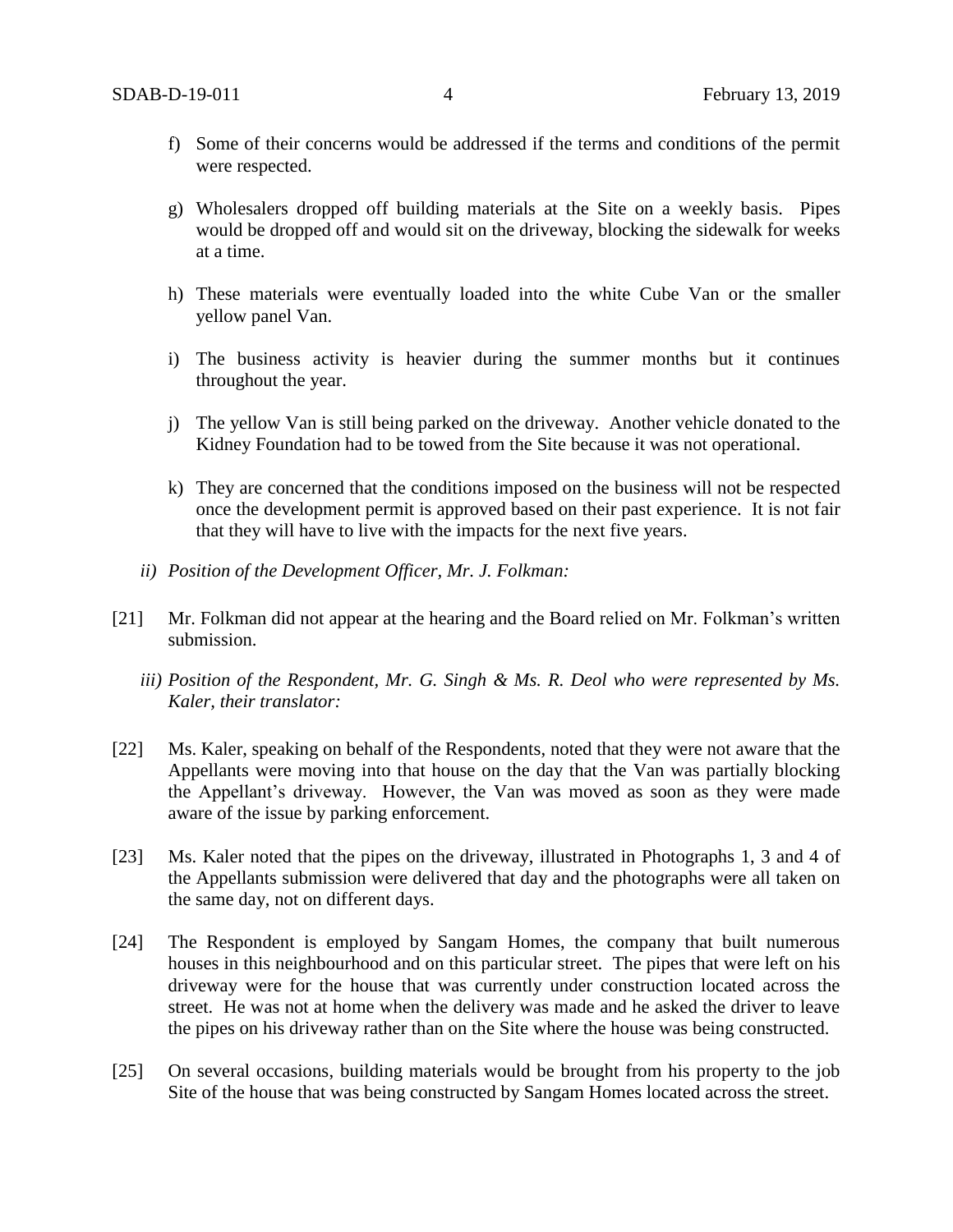f) Some of their concerns would be addressed if the terms and conditions of the permit were respected.

g) Wholesalers dropped off building materials at the Site on a weekly basis. Pipes would be dropped off and would sit on the driveway, blocking the sidewalk for weeks at a time.

h) These materials were eventually loaded into the white Cube Van or the smaller yellow panel Van.

i) The business activity is heavier during the summer months but it continues throughout the year.

j) The yellow Van is still being parked on the driveway. Another vehicle donated to the Kidney Foundation had to be towed from the Site because it was not operational.

k) They are concerned that the conditions imposed on the business will not be respected once the development permit is approved based on their past experience. It is not fair that they will have to live with the impacts for the next five years.

*ii) Position of the Development Officer, Mr. J. Folkman:*

[21] Mr. Folkman did not appear at the hearing and the Board relied on Mr. Folkman's written submission.

*iii) Position of the Respondent, Mr. G. Singh & Ms. R. Deol who were represented by Ms. Kaler, their translator:*

[22] Ms. Kaler, speaking on behalf of the Respondents, noted that they were not aware that the Appellants were moving into that house on the day that the Van was partially blocking the Appellant's driveway. However, the Van was moved as soon as they were made aware of the issue by parking enforcement.

[23] Ms. Kaler noted that the pipes on the driveway, illustrated in Photographs 1, 3 and 4 of the Appellants submission were delivered that day and the photographs were all taken on the same day, not on different days.

[24] The Respondent is employed by Sangam Homes, the company that built numerous houses in this neighbourhood and on this particular street. The pipes that were left on his driveway were for the house that was currently under construction located across the street. He was not at home when the delivery was made and he asked the driver to leave the pipes on his driveway rather than on the Site where the house was being constructed.

[25] On several occasions, building materials would be brought from his property to the job Site of the house that was being constructed by Sangam Homes located across the street.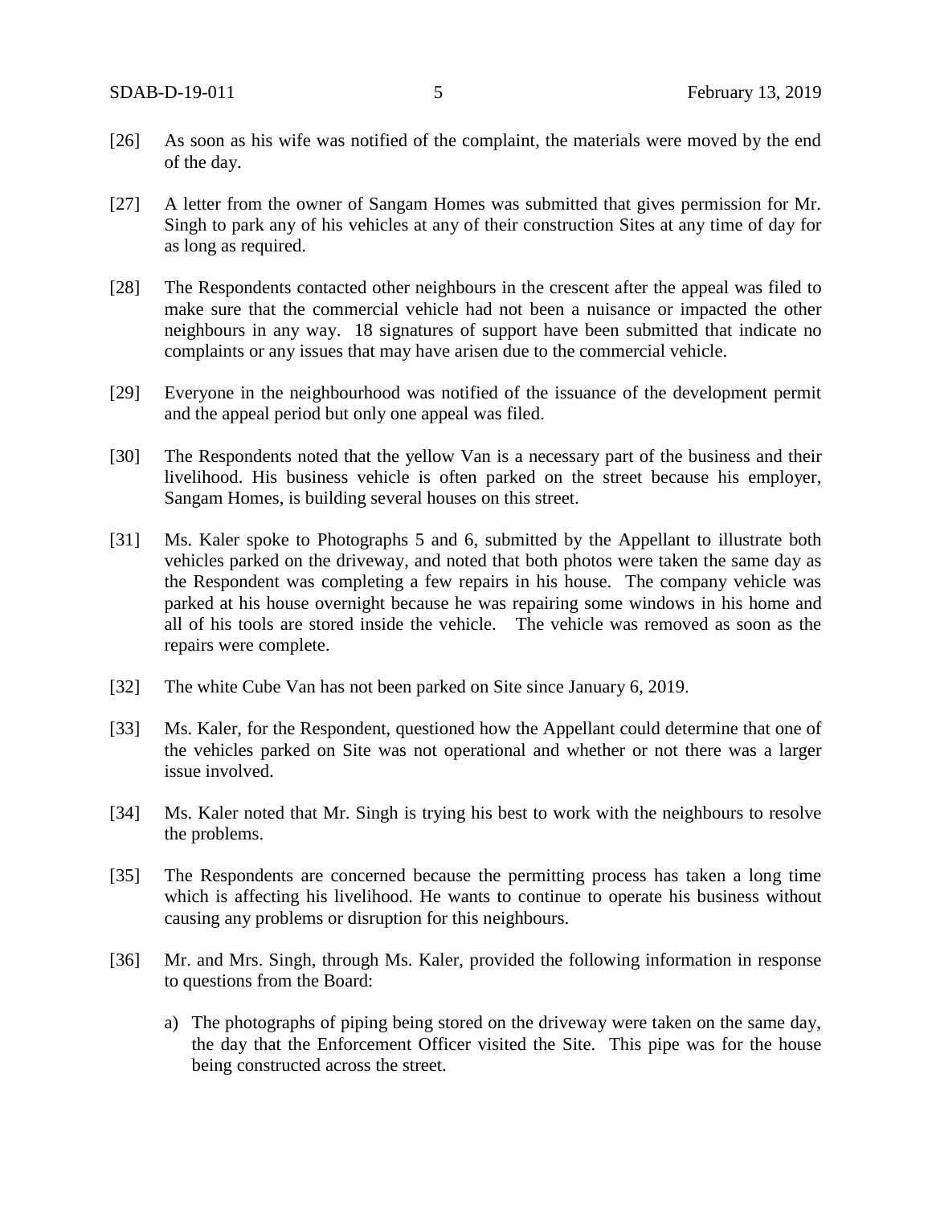[26] As soon as his wife was notified of the complaint, the materials were moved by the end of the day.

[27] A letter from the owner of Sangam Homes was submitted that gives permission for Mr. Singh to park any of his vehicles at any of their construction Sites at any time of day for as long as required.

[28] The Respondents contacted other neighbours in the crescent after the appeal was filed to make sure that the commercial vehicle had not been a nuisance or impacted the other neighbours in any way. 18 signatures of support have been submitted that indicate no complaints or any issues that may have arisen due to the commercial vehicle.

[29] Everyone in the neighbourhood was notified of the issuance of the development permit and the appeal period but only one appeal was filed.

[30] The Respondents noted that the yellow Van is a necessary part of the business and their livelihood. His business vehicle is often parked on the street because his employer, Sangam Homes, is building several houses on this street.

[31] Ms. Kaler spoke to Photographs 5 and 6, submitted by the Appellant to illustrate both vehicles parked on the driveway, and noted that both photos were taken the same day as the Respondent was completing a few repairs in his house. The company vehicle was parked at his house overnight because he was repairing some windows in his home and all of his tools are stored inside the vehicle. The vehicle was removed as soon as the repairs were complete.

[32] The white Cube Van has not been parked on Site since January 6, 2019.

[33] Ms. Kaler, for the Respondent, questioned how the Appellant could determine that one of the vehicles parked on Site was not operational and whether or not there was a larger issue involved.

[34] Ms. Kaler noted that Mr. Singh is trying his best to work with the neighbours to resolve the problems.

[35] The Respondents are concerned because the permitting process has taken a long time which is affecting his livelihood. He wants to continue to operate his business without causing any problems or disruption for this neighbours.

[36] Mr. and Mrs. Singh, through Ms. Kaler, provided the following information in response to questions from the Board:

a) The photographs of piping being stored on the driveway were taken on the same day, the day that the Enforcement Officer visited the Site. This pipe was for the house being constructed across the street.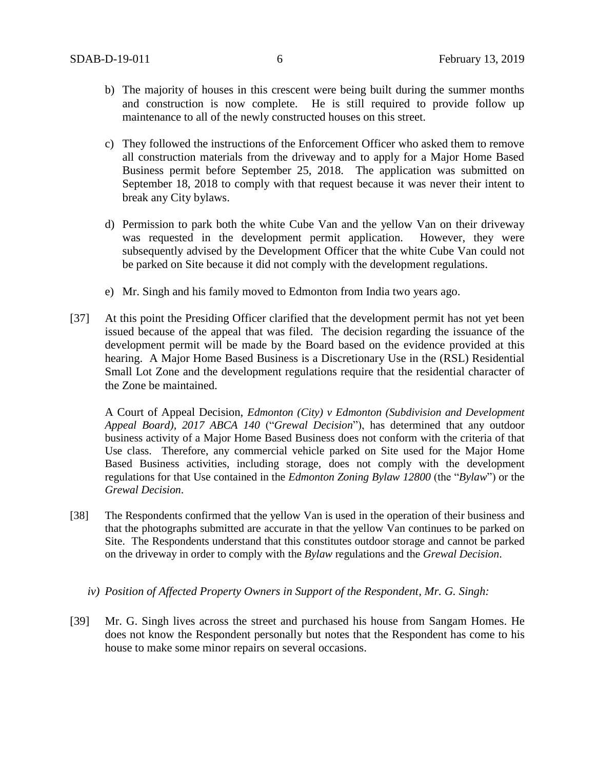b) The majority of houses in this crescent were being built during the summer months and construction is now complete. He is still required to provide follow up maintenance to all of the newly constructed houses on this street.

c) They followed the instructions of the Enforcement Officer who asked them to remove all construction materials from the driveway and to apply for a Major Home Based Business permit before September 25, 2018. The application was submitted on September 18, 2018 to comply with that request because it was never their intent to break any City bylaws.

d) Permission to park both the white Cube Van and the yellow Van on their driveway was requested in the development permit application. However, they were subsequently advised by the Development Officer that the white Cube Van could not be parked on Site because it did not comply with the development regulations.

e) Mr. Singh and his family moved to Edmonton from India two years ago.

[37] At this point the Presiding Officer clarified that the development permit has not yet been issued because of the appeal that was filed. The decision regarding the issuance of the development permit will be made by the Board based on the evidence provided at this hearing. A Major Home Based Business is a Discretionary Use in the (RSL) Residential Small Lot Zone and the development regulations require that the residential character of the Zone be maintained.

A Court of Appeal Decision, *Edmonton (City) v Edmonton (Subdivision and Development Appeal Board)*, *2017 ABCA 140* ("*Grewal Decision*"), has determined that any outdoor business activity of a Major Home Based Business does not conform with the criteria of that Use class. Therefore, any commercial vehicle parked on Site used for the Major Home Based Business activities, including storage, does not comply with the development regulations for that Use contained in the *Edmonton Zoning Bylaw 12800* (the "*Bylaw*") or the *Grewal Decision*.

[38] The Respondents confirmed that the yellow Van is used in the operation of their business and that the photographs submitted are accurate in that the yellow Van continues to be parked on Site. The Respondents understand that this constitutes outdoor storage and cannot be parked on the driveway in order to comply with the *Bylaw* regulations and the *Grewal Decision*.

*iv) Position of Affected Property Owners in Support of the Respondent, Mr. G. Singh:*

[39] Mr. G. Singh lives across the street and purchased his house from Sangam Homes. He does not know the Respondent personally but notes that the Respondent has come to his house to make some minor repairs on several occasions.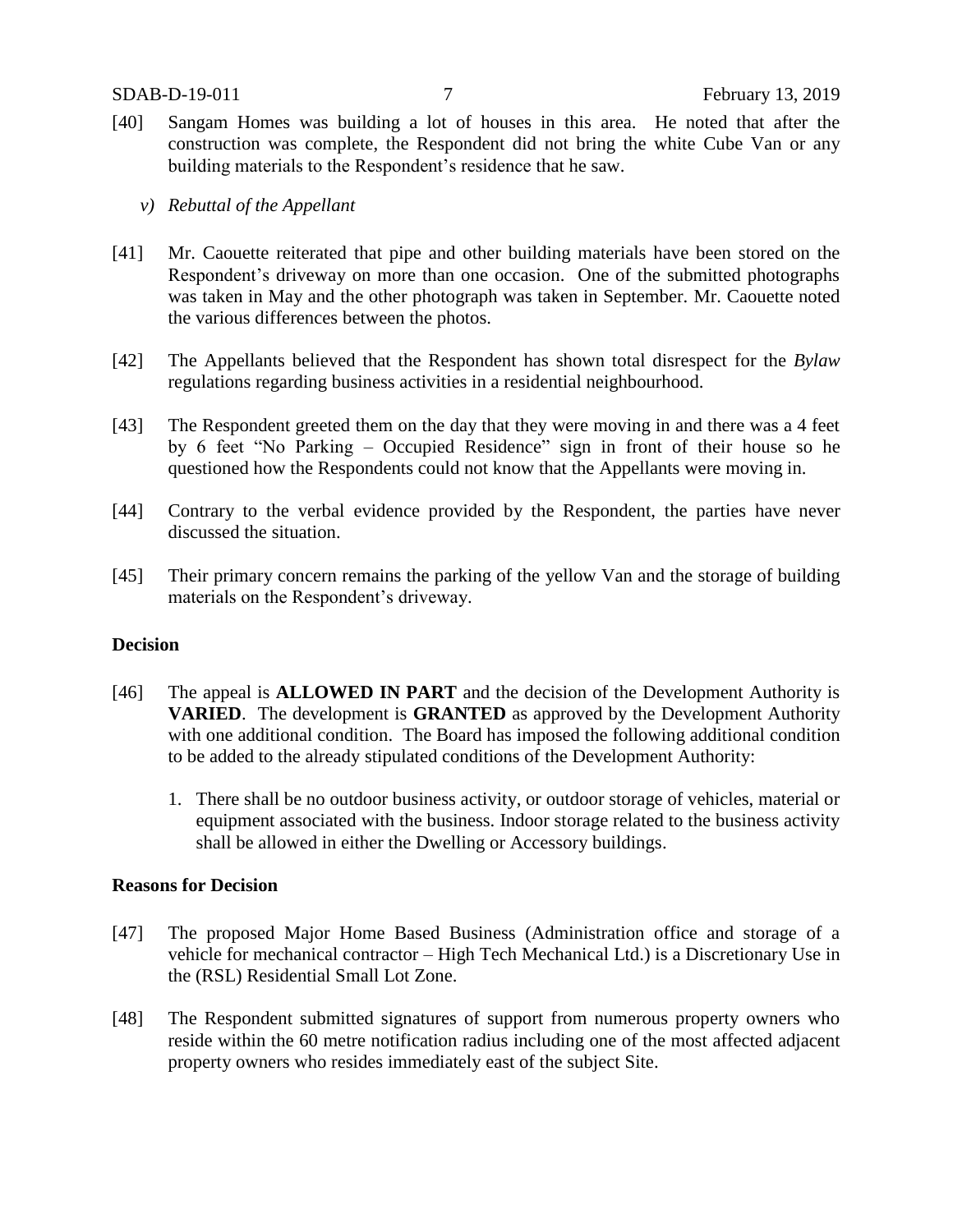[40] Sangam Homes was building a lot of houses in this area. He noted that after the construction was complete, the Respondent did not bring the white Cube Van or any building materials to the Respondent's residence that he saw.

*v) Rebuttal of the Appellant*

[41] Mr. Caouette reiterated that pipe and other building materials have been stored on the Respondent's driveway on more than one occasion. One of the submitted photographs was taken in May and the other photograph was taken in September. Mr. Caouette noted the various differences between the photos.

[42] The Appellants believed that the Respondent has shown total disrespect for the *Bylaw* regulations regarding business activities in a residential neighbourhood.

[43] The Respondent greeted them on the day that they were moving in and there was a 4 feet by 6 feet "No Parking – Occupied Residence" sign in front of their house so he questioned how the Respondents could not know that the Appellants were moving in.

[44] Contrary to the verbal evidence provided by the Respondent, the parties have never discussed the situation.

[45] Their primary concern remains the parking of the yellow Van and the storage of building materials on the Respondent's driveway.

## Decision

[46] The appeal is **ALLOWED IN PART** and the decision of the Development Authority is **VARIED**. The development is **GRANTED** as approved by the Development Authority with one additional condition. The Board has imposed the following additional condition to be added to the already stipulated conditions of the Development Authority:

1. There shall be no outdoor business activity, or outdoor storage of vehicles, material or equipment associated with the business. Indoor storage related to the business activity shall be allowed in either the Dwelling or Accessory buildings.

## Reasons for Decision

[47] The proposed Major Home Based Business (Administration office and storage of a vehicle for mechanical contractor – High Tech Mechanical Ltd.) is a Discretionary Use in the (RSL) Residential Small Lot Zone.

[48] The Respondent submitted signatures of support from numerous property owners who reside within the 60 metre notification radius including one of the most affected adjacent property owners who resides immediately east of the subject Site.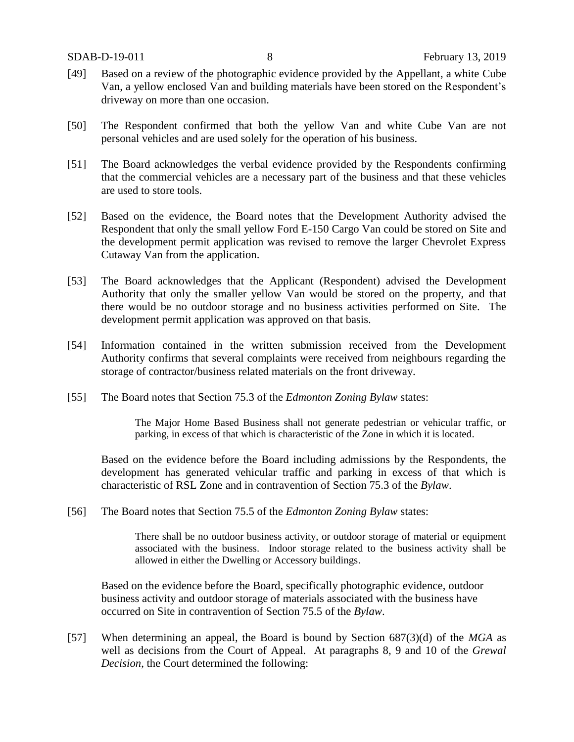[49] Based on a review of the photographic evidence provided by the Appellant, a white Cube Van, a yellow enclosed Van and building materials have been stored on the Respondent's driveway on more than one occasion.

[50] The Respondent confirmed that both the yellow Van and white Cube Van are not personal vehicles and are used solely for the operation of his business.

[51] The Board acknowledges the verbal evidence provided by the Respondents confirming that the commercial vehicles are a necessary part of the business and that these vehicles are used to store tools.

[52] Based on the evidence, the Board notes that the Development Authority advised the Respondent that only the small yellow Ford E-150 Cargo Van could be stored on Site and the development permit application was revised to remove the larger Chevrolet Express Cutaway Van from the application.

[53] The Board acknowledges that the Applicant (Respondent) advised the Development Authority that only the smaller yellow Van would be stored on the property, and that there would be no outdoor storage and no business activities performed on Site. The development permit application was approved on that basis.

[54] Information contained in the written submission received from the Development Authority confirms that several complaints were received from neighbours regarding the storage of contractor/business related materials on the front driveway.

[55] The Board notes that Section 75.3 of the *Edmonton Zoning Bylaw* states:

> The Major Home Based Business shall not generate pedestrian or vehicular traffic, or parking, in excess of that which is characteristic of the Zone in which it is located.

Based on the evidence before the Board including admissions by the Respondents, the development has generated vehicular traffic and parking in excess of that which is characteristic of RSL Zone and in contravention of Section 75.3 of the *Bylaw*.

[56] The Board notes that Section 75.5 of the *Edmonton Zoning Bylaw* states:

> There shall be no outdoor business activity, or outdoor storage of material or equipment associated with the business. Indoor storage related to the business activity shall be allowed in either the Dwelling or Accessory buildings.

Based on the evidence before the Board, specifically photographic evidence, outdoor business activity and outdoor storage of materials associated with the business have occurred on Site in contravention of Section 75.5 of the *Bylaw*.

[57] When determining an appeal, the Board is bound by Section 687(3)(d) of the *MGA* as well as decisions from the Court of Appeal. At paragraphs 8, 9 and 10 of the *Grewal Decision*, the Court determined the following: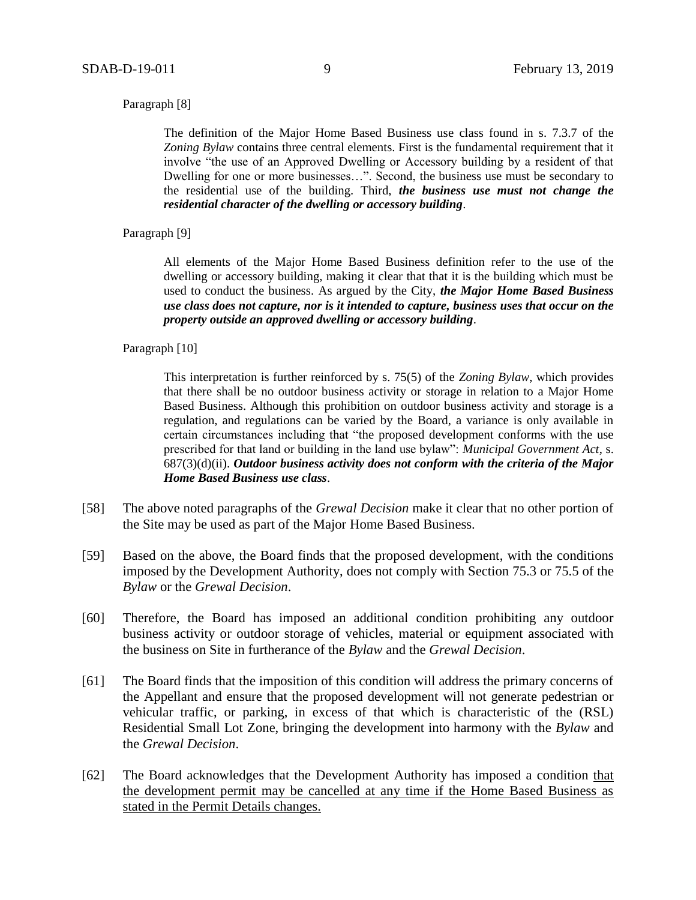Paragraph [8]

> The definition of the Major Home Based Business use class found in s. 7.3.7 of the *Zoning Bylaw* contains three central elements. First is the fundamental requirement that it involve "the use of an Approved Dwelling or Accessory building by a resident of that Dwelling for one or more businesses…". Second, the business use must be secondary to the residential use of the building. Third, ***the business use must not change the residential character of the dwelling or accessory building***.

Paragraph [9]

> All elements of the Major Home Based Business definition refer to the use of the dwelling or accessory building, making it clear that that it is the building which must be used to conduct the business. As argued by the City, ***the Major Home Based Business use class does not capture, nor is it intended to capture, business uses that occur on the property outside an approved dwelling or accessory building***.

Paragraph [10]

> This interpretation is further reinforced by s. 75(5) of the *Zoning Bylaw*, which provides that there shall be no outdoor business activity or storage in relation to a Major Home Based Business. Although this prohibition on outdoor business activity and storage is a regulation, and regulations can be varied by the Board, a variance is only available in certain circumstances including that "the proposed development conforms with the use prescribed for that land or building in the land use bylaw": *Municipal Government Act*, s. 687(3)(d)(ii). ***Outdoor business activity does not conform with the criteria of the Major Home Based Business use class***.

[58] The above noted paragraphs of the *Grewal Decision* make it clear that no other portion of the Site may be used as part of the Major Home Based Business.

[59] Based on the above, the Board finds that the proposed development, with the conditions imposed by the Development Authority, does not comply with Section 75.3 or 75.5 of the *Bylaw* or the *Grewal Decision*.

[60] Therefore, the Board has imposed an additional condition prohibiting any outdoor business activity or outdoor storage of vehicles, material or equipment associated with the business on Site in furtherance of the *Bylaw* and the *Grewal Decision*.

[61] The Board finds that the imposition of this condition will address the primary concerns of the Appellant and ensure that the proposed development will not generate pedestrian or vehicular traffic, or parking, in excess of that which is characteristic of the (RSL) Residential Small Lot Zone, bringing the development into harmony with the *Bylaw* and the *Grewal Decision*.

[62] The Board acknowledges that the Development Authority has imposed a condition that the development permit may be cancelled at any time if the Home Based Business as stated in the Permit Details changes.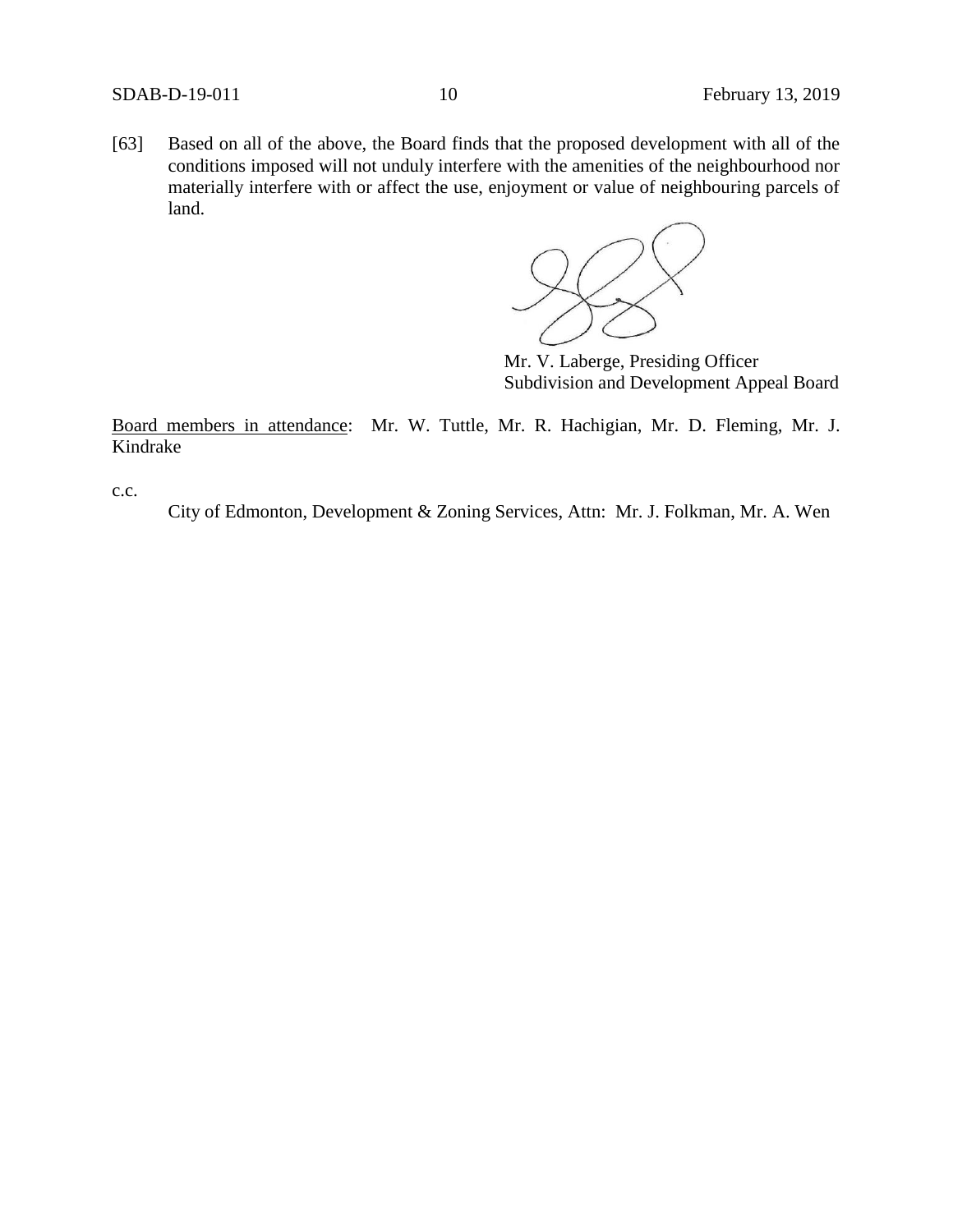[63] Based on all of the above, the Board finds that the proposed development with all of the conditions imposed will not unduly interfere with the amenities of the neighbourhood nor materially interfere with or affect the use, enjoyment or value of neighbouring parcels of land.

Mr. V. Laberge, Presiding Officer
Subdivision and Development Appeal Board

Board members in attendance: Mr. W. Tuttle, Mr. R. Hachigian, Mr. D. Fleming, Mr. J. Kindrake

c.c.

City of Edmonton, Development & Zoning Services, Attn: Mr. J. Folkman, Mr. A. Wen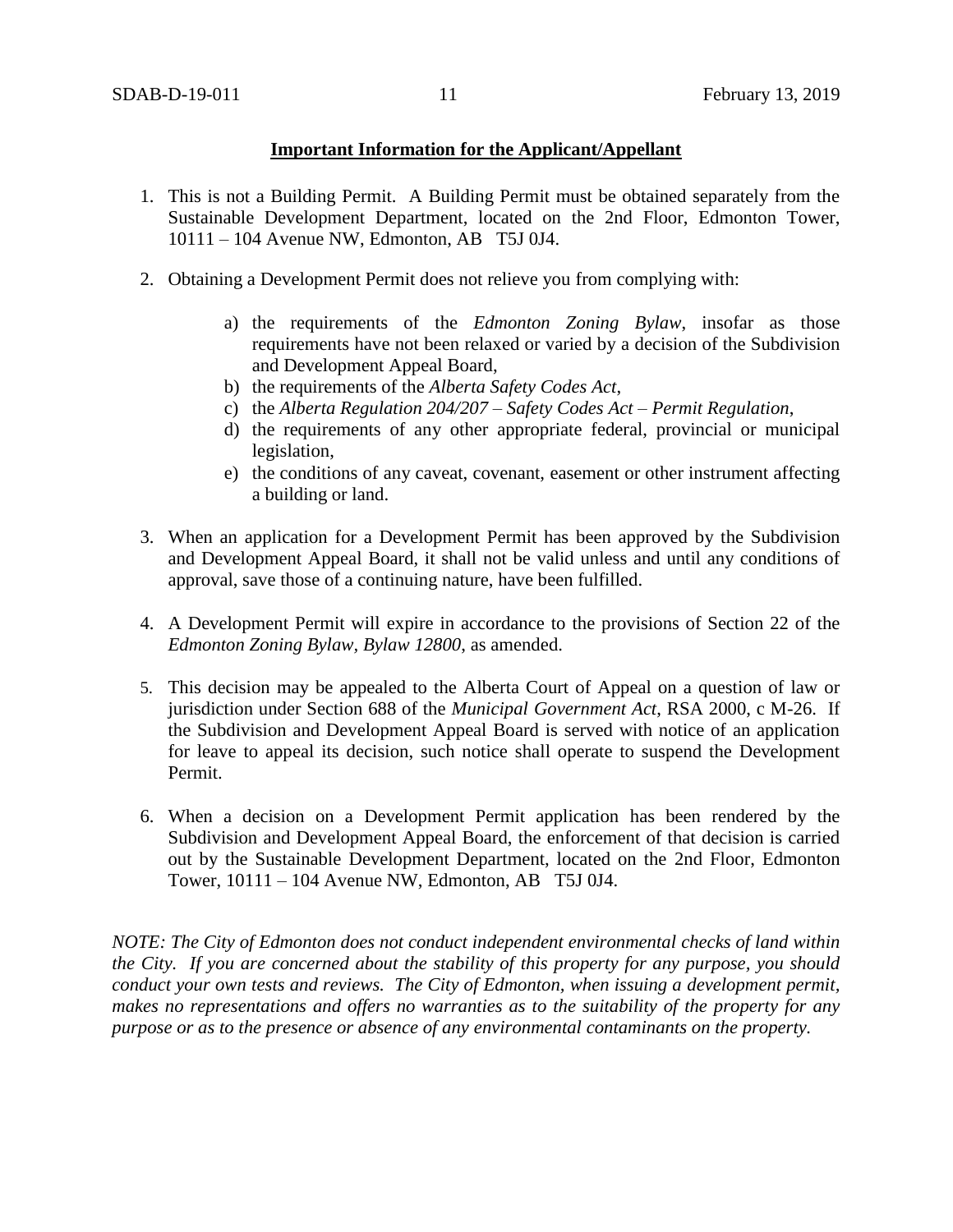**Important Information for the Applicant/Appellant**

1. This is not a Building Permit. A Building Permit must be obtained separately from the Sustainable Development Department, located on the 2nd Floor, Edmonton Tower, 10111 – 104 Avenue NW, Edmonton, AB T5J 0J4.

2. Obtaining a Development Permit does not relieve you from complying with:

   a) the requirements of the *Edmonton Zoning Bylaw*, insofar as those requirements have not been relaxed or varied by a decision of the Subdivision and Development Appeal Board,
   b) the requirements of the *Alberta Safety Codes Act*,
   c) the *Alberta Regulation 204/207 – Safety Codes Act – Permit Regulation*,
   d) the requirements of any other appropriate federal, provincial or municipal legislation,
   e) the conditions of any caveat, covenant, easement or other instrument affecting a building or land.

3. When an application for a Development Permit has been approved by the Subdivision and Development Appeal Board, it shall not be valid unless and until any conditions of approval, save those of a continuing nature, have been fulfilled.

4. A Development Permit will expire in accordance to the provisions of Section 22 of the *Edmonton Zoning Bylaw, Bylaw 12800*, as amended.

5. This decision may be appealed to the Alberta Court of Appeal on a question of law or jurisdiction under Section 688 of the *Municipal Government Act*, RSA 2000, c M-26. If the Subdivision and Development Appeal Board is served with notice of an application for leave to appeal its decision, such notice shall operate to suspend the Development Permit.

6. When a decision on a Development Permit application has been rendered by the Subdivision and Development Appeal Board, the enforcement of that decision is carried out by the Sustainable Development Department, located on the 2nd Floor, Edmonton Tower, 10111 – 104 Avenue NW, Edmonton, AB T5J 0J4.

*NOTE: The City of Edmonton does not conduct independent environmental checks of land within the City. If you are concerned about the stability of this property for any purpose, you should conduct your own tests and reviews. The City of Edmonton, when issuing a development permit, makes no representations and offers no warranties as to the suitability of the property for any purpose or as to the presence or absence of any environmental contaminants on the property.*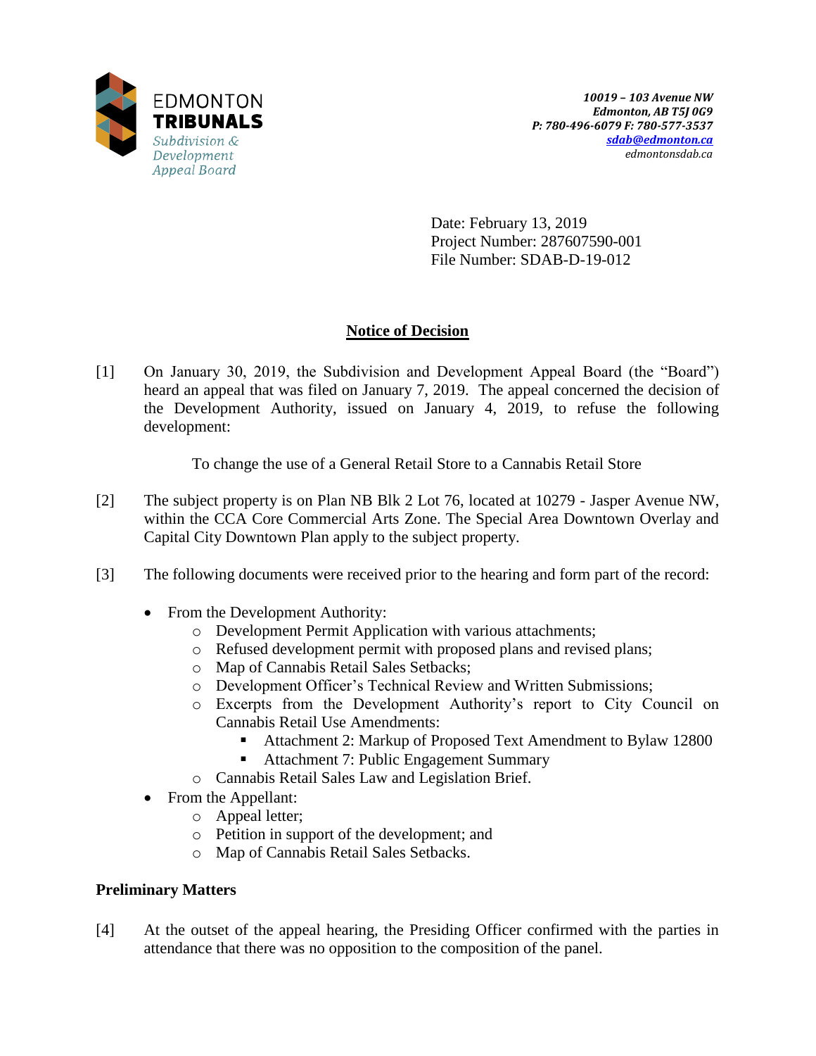EDMONTON
**TRIBUNALS**
*Subdivision & Development Appeal Board*

*10019 – 103 Avenue NW*
*Edmonton, AB T5J 0G9*
*P: 780-496-6079 F: 780-577-3537*
*sdab@edmonton.ca*
*edmontonsdab.ca*

Date: February 13, 2019
Project Number: 287607590-001
File Number: SDAB-D-19-012

## Notice of Decision

[1] On January 30, 2019, the Subdivision and Development Appeal Board (the "Board") heard an appeal that was filed on January 7, 2019. The appeal concerned the decision of the Development Authority, issued on January 4, 2019, to refuse the following development:

To change the use of a General Retail Store to a Cannabis Retail Store

[2] The subject property is on Plan NB Blk 2 Lot 76, located at 10279 - Jasper Avenue NW, within the CCA Core Commercial Arts Zone. The Special Area Downtown Overlay and Capital City Downtown Plan apply to the subject property.

[3] The following documents were received prior to the hearing and form part of the record:

- From the Development Authority:
  - Development Permit Application with various attachments;
  - Refused development permit with proposed plans and revised plans;
  - Map of Cannabis Retail Sales Setbacks;
  - Development Officer's Technical Review and Written Submissions;
  - Excerpts from the Development Authority's report to City Council on Cannabis Retail Use Amendments:
    - Attachment 2: Markup of Proposed Text Amendment to Bylaw 12800
    - Attachment 7: Public Engagement Summary
  - Cannabis Retail Sales Law and Legislation Brief.
- From the Appellant:
  - Appeal letter;
  - Petition in support of the development; and
  - Map of Cannabis Retail Sales Setbacks.

### Preliminary Matters

[4] At the outset of the appeal hearing, the Presiding Officer confirmed with the parties in attendance that there was no opposition to the composition of the panel.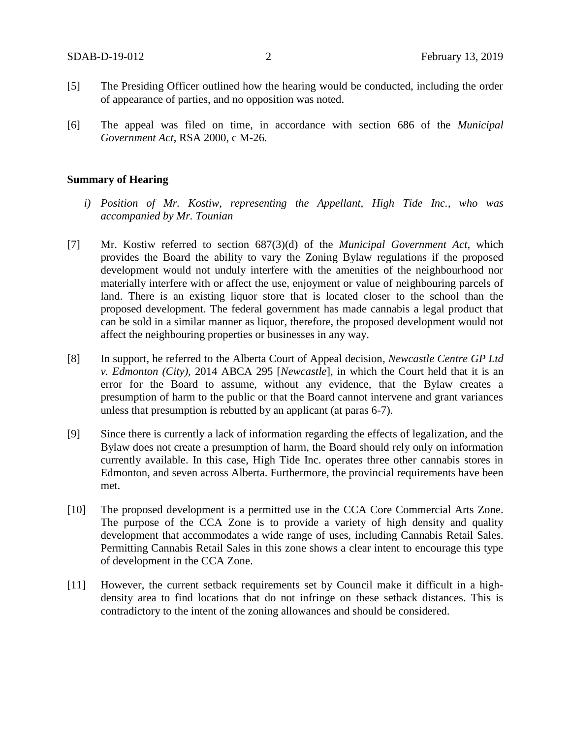[5] The Presiding Officer outlined how the hearing would be conducted, including the order of appearance of parties, and no opposition was noted.

[6] The appeal was filed on time, in accordance with section 686 of the *Municipal Government Act*, RSA 2000, c M-26.

**Summary of Hearing**

*i) Position of Mr. Kostiw, representing the Appellant, High Tide Inc., who was accompanied by Mr. Tounian*

[7] Mr. Kostiw referred to section 687(3)(d) of the *Municipal Government Act*, which provides the Board the ability to vary the Zoning Bylaw regulations if the proposed development would not unduly interfere with the amenities of the neighbourhood nor materially interfere with or affect the use, enjoyment or value of neighbouring parcels of land. There is an existing liquor store that is located closer to the school than the proposed development. The federal government has made cannabis a legal product that can be sold in a similar manner as liquor, therefore, the proposed development would not affect the neighbouring properties or businesses in any way.

[8] In support, he referred to the Alberta Court of Appeal decision, *Newcastle Centre GP Ltd v. Edmonton (City),* 2014 ABCA 295 [*Newcastle*], in which the Court held that it is an error for the Board to assume, without any evidence, that the Bylaw creates a presumption of harm to the public or that the Board cannot intervene and grant variances unless that presumption is rebutted by an applicant (at paras 6-7).

[9] Since there is currently a lack of information regarding the effects of legalization, and the Bylaw does not create a presumption of harm, the Board should rely only on information currently available. In this case, High Tide Inc. operates three other cannabis stores in Edmonton, and seven across Alberta. Furthermore, the provincial requirements have been met.

[10] The proposed development is a permitted use in the CCA Core Commercial Arts Zone. The purpose of the CCA Zone is to provide a variety of high density and quality development that accommodates a wide range of uses, including Cannabis Retail Sales. Permitting Cannabis Retail Sales in this zone shows a clear intent to encourage this type of development in the CCA Zone.

[11] However, the current setback requirements set by Council make it difficult in a high-density area to find locations that do not infringe on these setback distances. This is contradictory to the intent of the zoning allowances and should be considered.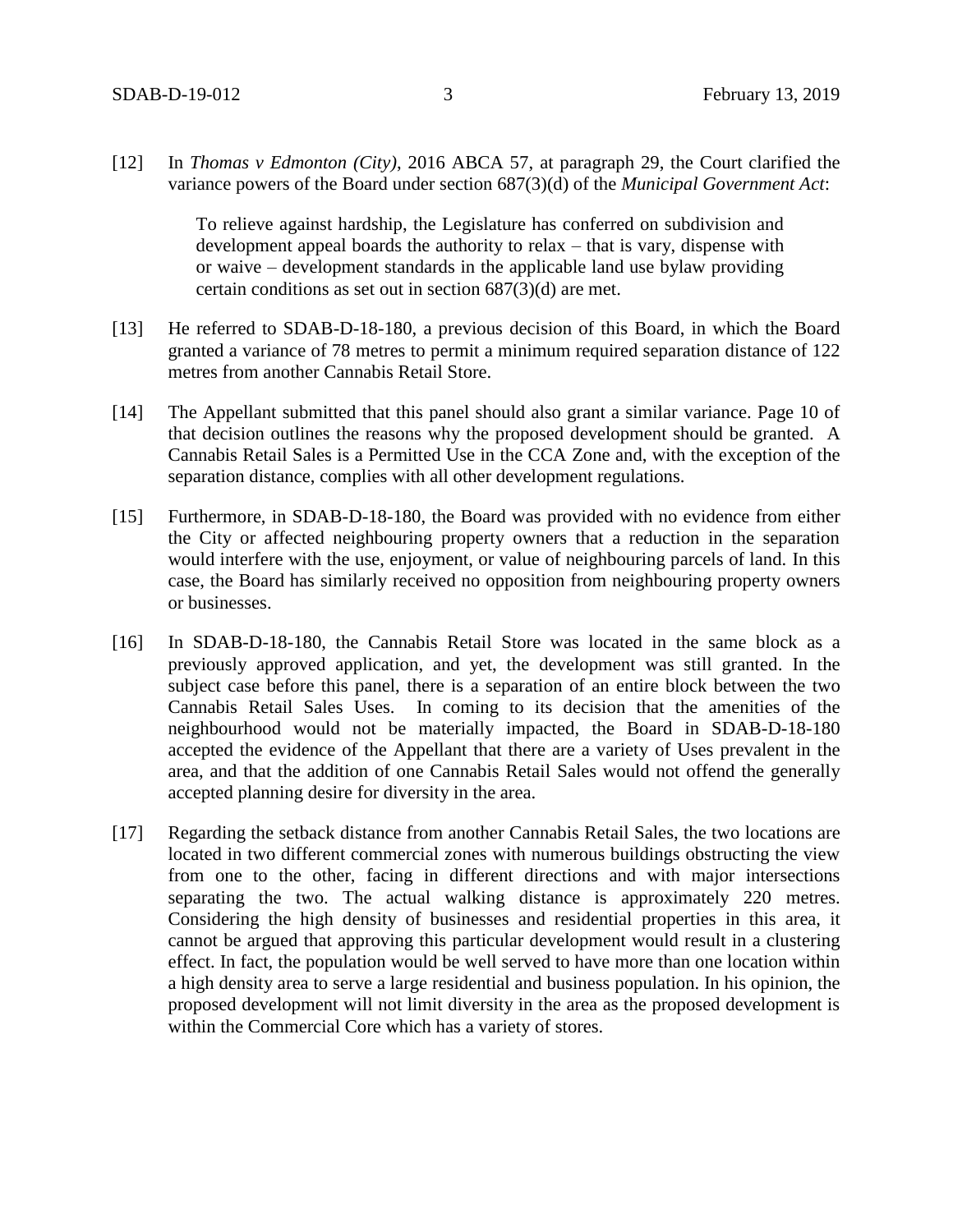[12] In *Thomas v Edmonton (City)*, 2016 ABCA 57, at paragraph 29, the Court clarified the variance powers of the Board under section 687(3)(d) of the *Municipal Government Act*:

> To relieve against hardship, the Legislature has conferred on subdivision and development appeal boards the authority to relax – that is vary, dispense with or waive – development standards in the applicable land use bylaw providing certain conditions as set out in section 687(3)(d) are met.

[13] He referred to SDAB-D-18-180, a previous decision of this Board, in which the Board granted a variance of 78 metres to permit a minimum required separation distance of 122 metres from another Cannabis Retail Store.

[14] The Appellant submitted that this panel should also grant a similar variance. Page 10 of that decision outlines the reasons why the proposed development should be granted. A Cannabis Retail Sales is a Permitted Use in the CCA Zone and, with the exception of the separation distance, complies with all other development regulations.

[15] Furthermore, in SDAB-D-18-180, the Board was provided with no evidence from either the City or affected neighbouring property owners that a reduction in the separation would interfere with the use, enjoyment, or value of neighbouring parcels of land. In this case, the Board has similarly received no opposition from neighbouring property owners or businesses.

[16] In SDAB-D-18-180, the Cannabis Retail Store was located in the same block as a previously approved application, and yet, the development was still granted. In the subject case before this panel, there is a separation of an entire block between the two Cannabis Retail Sales Uses. In coming to its decision that the amenities of the neighbourhood would not be materially impacted, the Board in SDAB-D-18-180 accepted the evidence of the Appellant that there are a variety of Uses prevalent in the area, and that the addition of one Cannabis Retail Sales would not offend the generally accepted planning desire for diversity in the area.

[17] Regarding the setback distance from another Cannabis Retail Sales, the two locations are located in two different commercial zones with numerous buildings obstructing the view from one to the other, facing in different directions and with major intersections separating the two. The actual walking distance is approximately 220 metres. Considering the high density of businesses and residential properties in this area, it cannot be argued that approving this particular development would result in a clustering effect. In fact, the population would be well served to have more than one location within a high density area to serve a large residential and business population. In his opinion, the proposed development will not limit diversity in the area as the proposed development is within the Commercial Core which has a variety of stores.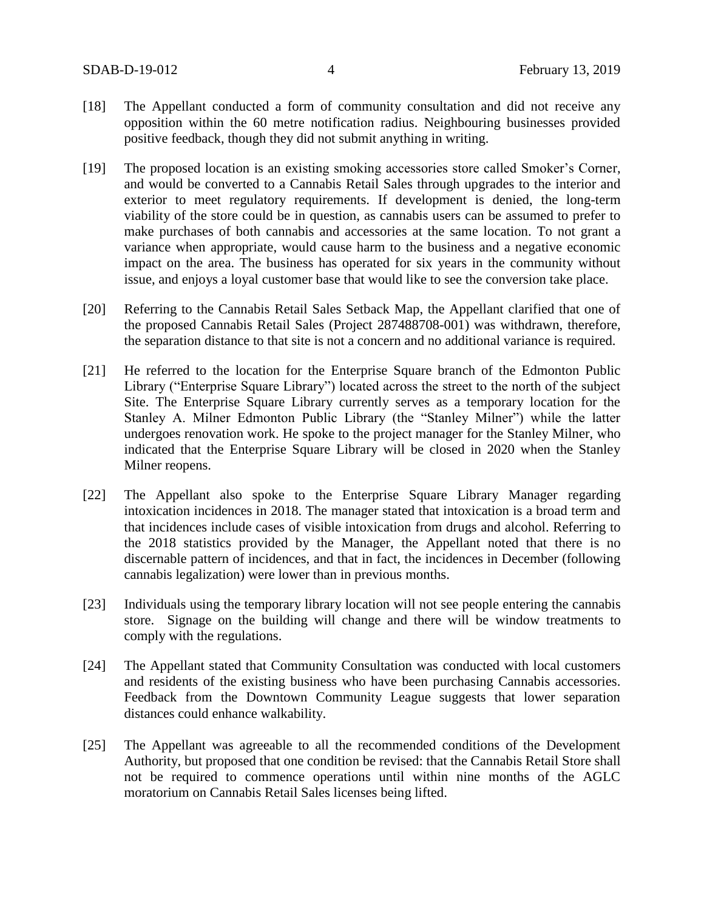[18] The Appellant conducted a form of community consultation and did not receive any opposition within the 60 metre notification radius. Neighbouring businesses provided positive feedback, though they did not submit anything in writing.

[19] The proposed location is an existing smoking accessories store called Smoker's Corner, and would be converted to a Cannabis Retail Sales through upgrades to the interior and exterior to meet regulatory requirements. If development is denied, the long-term viability of the store could be in question, as cannabis users can be assumed to prefer to make purchases of both cannabis and accessories at the same location. To not grant a variance when appropriate, would cause harm to the business and a negative economic impact on the area. The business has operated for six years in the community without issue, and enjoys a loyal customer base that would like to see the conversion take place.

[20] Referring to the Cannabis Retail Sales Setback Map, the Appellant clarified that one of the proposed Cannabis Retail Sales (Project 287488708-001) was withdrawn, therefore, the separation distance to that site is not a concern and no additional variance is required.

[21] He referred to the location for the Enterprise Square branch of the Edmonton Public Library ("Enterprise Square Library") located across the street to the north of the subject Site. The Enterprise Square Library currently serves as a temporary location for the Stanley A. Milner Edmonton Public Library (the "Stanley Milner") while the latter undergoes renovation work. He spoke to the project manager for the Stanley Milner, who indicated that the Enterprise Square Library will be closed in 2020 when the Stanley Milner reopens.

[22] The Appellant also spoke to the Enterprise Square Library Manager regarding intoxication incidences in 2018. The manager stated that intoxication is a broad term and that incidences include cases of visible intoxication from drugs and alcohol. Referring to the 2018 statistics provided by the Manager, the Appellant noted that there is no discernable pattern of incidences, and that in fact, the incidences in December (following cannabis legalization) were lower than in previous months.

[23] Individuals using the temporary library location will not see people entering the cannabis store. Signage on the building will change and there will be window treatments to comply with the regulations.

[24] The Appellant stated that Community Consultation was conducted with local customers and residents of the existing business who have been purchasing Cannabis accessories. Feedback from the Downtown Community League suggests that lower separation distances could enhance walkability.

[25] The Appellant was agreeable to all the recommended conditions of the Development Authority, but proposed that one condition be revised: that the Cannabis Retail Store shall not be required to commence operations until within nine months of the AGLC moratorium on Cannabis Retail Sales licenses being lifted.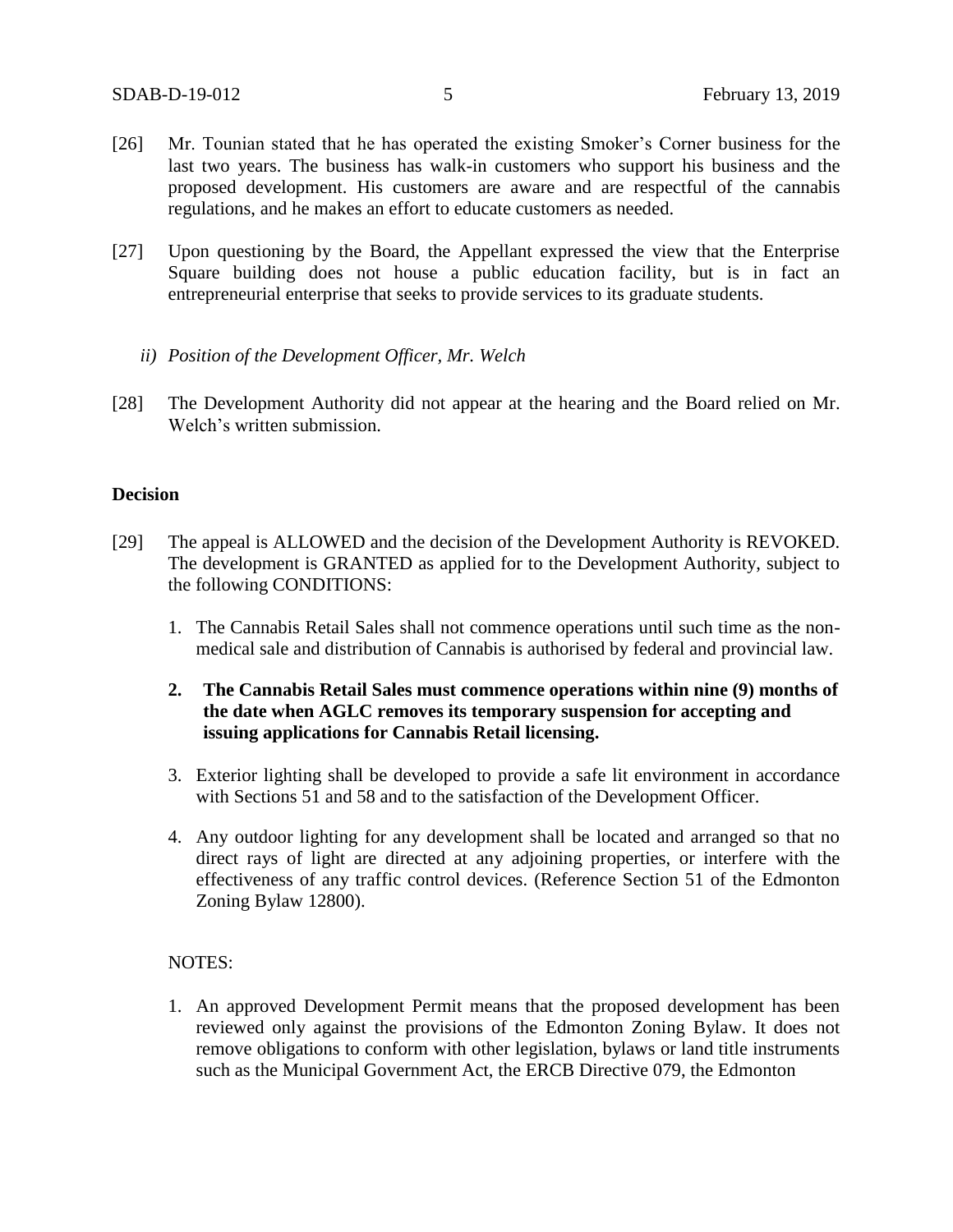[26] Mr. Tounian stated that he has operated the existing Smoker's Corner business for the last two years. The business has walk-in customers who support his business and the proposed development. His customers are aware and are respectful of the cannabis regulations, and he makes an effort to educate customers as needed.

[27] Upon questioning by the Board, the Appellant expressed the view that the Enterprise Square building does not house a public education facility, but is in fact an entrepreneurial enterprise that seeks to provide services to its graduate students.

*ii) Position of the Development Officer, Mr. Welch*

[28] The Development Authority did not appear at the hearing and the Board relied on Mr. Welch's written submission.

**Decision**

[29] The appeal is ALLOWED and the decision of the Development Authority is REVOKED. The development is GRANTED as applied for to the Development Authority, subject to the following CONDITIONS:

1. The Cannabis Retail Sales shall not commence operations until such time as the non-medical sale and distribution of Cannabis is authorised by federal and provincial law.

2. **The Cannabis Retail Sales must commence operations within nine (9) months of the date when AGLC removes its temporary suspension for accepting and issuing applications for Cannabis Retail licensing.**

3. Exterior lighting shall be developed to provide a safe lit environment in accordance with Sections 51 and 58 and to the satisfaction of the Development Officer.

4. Any outdoor lighting for any development shall be located and arranged so that no direct rays of light are directed at any adjoining properties, or interfere with the effectiveness of any traffic control devices. (Reference Section 51 of the Edmonton Zoning Bylaw 12800).

NOTES:

1. An approved Development Permit means that the proposed development has been reviewed only against the provisions of the Edmonton Zoning Bylaw. It does not remove obligations to conform with other legislation, bylaws or land title instruments such as the Municipal Government Act, the ERCB Directive 079, the Edmonton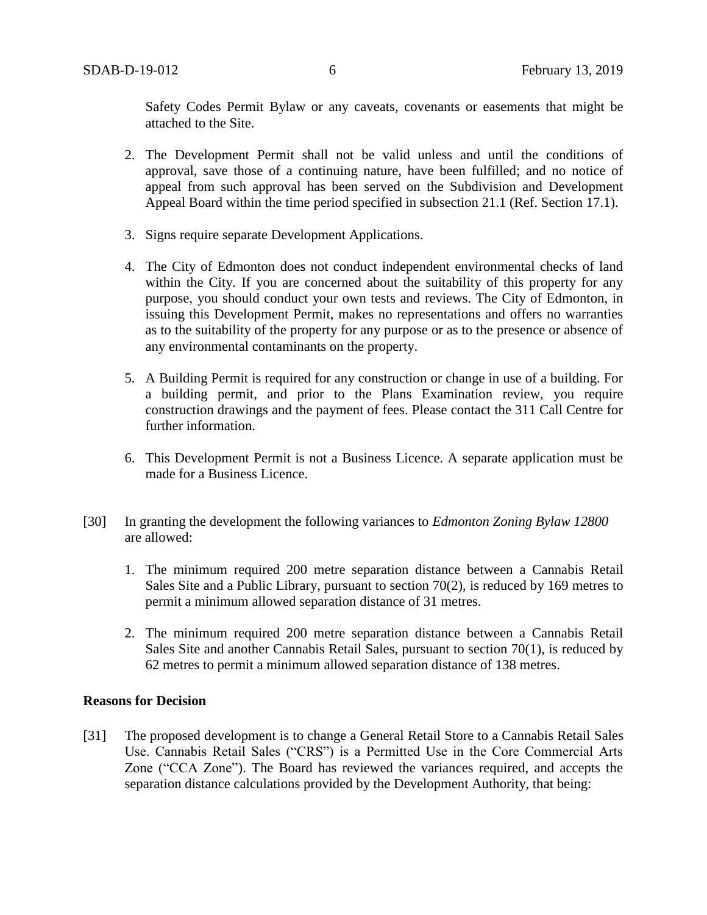Safety Codes Permit Bylaw or any caveats, covenants or easements that might be attached to the Site.

2. The Development Permit shall not be valid unless and until the conditions of approval, save those of a continuing nature, have been fulfilled; and no notice of appeal from such approval has been served on the Subdivision and Development Appeal Board within the time period specified in subsection 21.1 (Ref. Section 17.1).

3. Signs require separate Development Applications.

4. The City of Edmonton does not conduct independent environmental checks of land within the City. If you are concerned about the suitability of this property for any purpose, you should conduct your own tests and reviews. The City of Edmonton, in issuing this Development Permit, makes no representations and offers no warranties as to the suitability of the property for any purpose or as to the presence or absence of any environmental contaminants on the property.

5. A Building Permit is required for any construction or change in use of a building. For a building permit, and prior to the Plans Examination review, you require construction drawings and the payment of fees. Please contact the 311 Call Centre for further information.

6. This Development Permit is not a Business Licence. A separate application must be made for a Business Licence.

[30] In granting the development the following variances to *Edmonton Zoning Bylaw 12800* are allowed:

1. The minimum required 200 metre separation distance between a Cannabis Retail Sales Site and a Public Library, pursuant to section 70(2), is reduced by 169 metres to permit a minimum allowed separation distance of 31 metres.

2. The minimum required 200 metre separation distance between a Cannabis Retail Sales Site and another Cannabis Retail Sales, pursuant to section 70(1), is reduced by 62 metres to permit a minimum allowed separation distance of 138 metres.

**Reasons for Decision**

[31] The proposed development is to change a General Retail Store to a Cannabis Retail Sales Use. Cannabis Retail Sales ("CRS") is a Permitted Use in the Core Commercial Arts Zone ("CCA Zone"). The Board has reviewed the variances required, and accepts the separation distance calculations provided by the Development Authority, that being: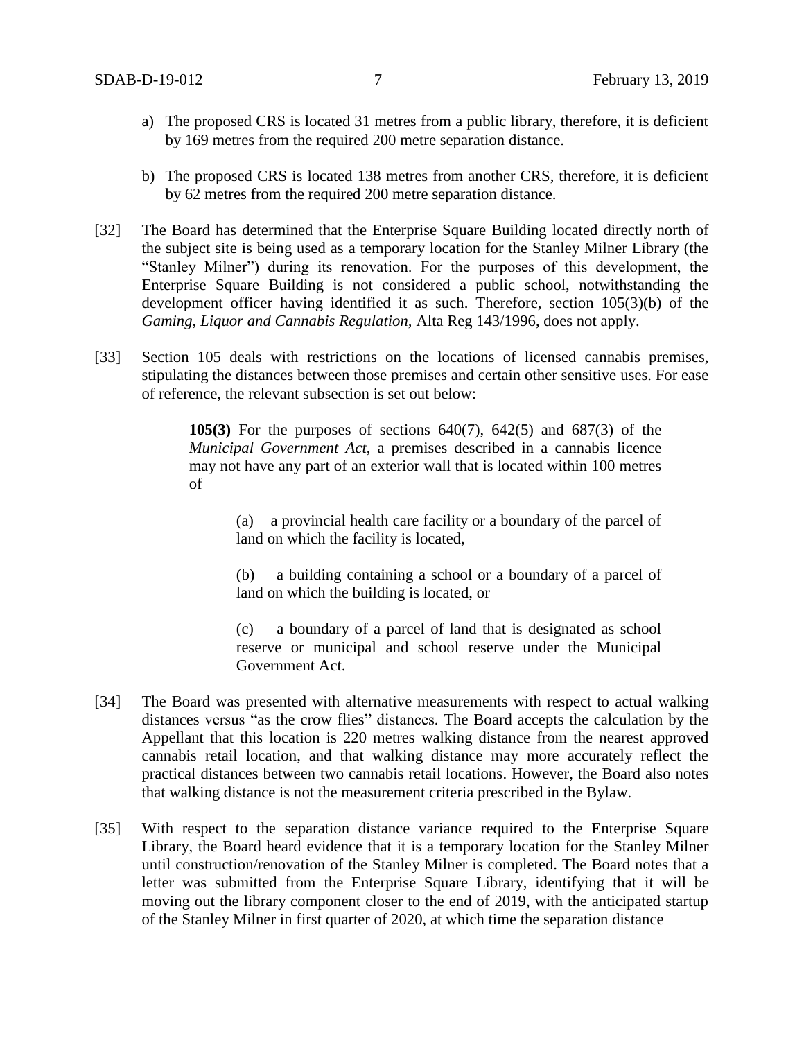a) The proposed CRS is located 31 metres from a public library, therefore, it is deficient by 169 metres from the required 200 metre separation distance.

b) The proposed CRS is located 138 metres from another CRS, therefore, it is deficient by 62 metres from the required 200 metre separation distance.

[32] The Board has determined that the Enterprise Square Building located directly north of the subject site is being used as a temporary location for the Stanley Milner Library (the "Stanley Milner") during its renovation. For the purposes of this development, the Enterprise Square Building is not considered a public school, notwithstanding the development officer having identified it as such. Therefore, section 105(3)(b) of the *Gaming, Liquor and Cannabis Regulation*, Alta Reg 143/1996, does not apply.

[33] Section 105 deals with restrictions on the locations of licensed cannabis premises, stipulating the distances between those premises and certain other sensitive uses. For ease of reference, the relevant subsection is set out below:

> **105(3)** For the purposes of sections 640(7), 642(5) and 687(3) of the *Municipal Government Act*, a premises described in a cannabis licence may not have any part of an exterior wall that is located within 100 metres of
>
> (a) a provincial health care facility or a boundary of the parcel of land on which the facility is located,
>
> (b) a building containing a school or a boundary of a parcel of land on which the building is located, or
>
> (c) a boundary of a parcel of land that is designated as school reserve or municipal and school reserve under the Municipal Government Act.

[34] The Board was presented with alternative measurements with respect to actual walking distances versus "as the crow flies" distances. The Board accepts the calculation by the Appellant that this location is 220 metres walking distance from the nearest approved cannabis retail location, and that walking distance may more accurately reflect the practical distances between two cannabis retail locations. However, the Board also notes that walking distance is not the measurement criteria prescribed in the Bylaw.

[35] With respect to the separation distance variance required to the Enterprise Square Library, the Board heard evidence that it is a temporary location for the Stanley Milner until construction/renovation of the Stanley Milner is completed. The Board notes that a letter was submitted from the Enterprise Square Library, identifying that it will be moving out the library component closer to the end of 2019, with the anticipated startup of the Stanley Milner in first quarter of 2020, at which time the separation distance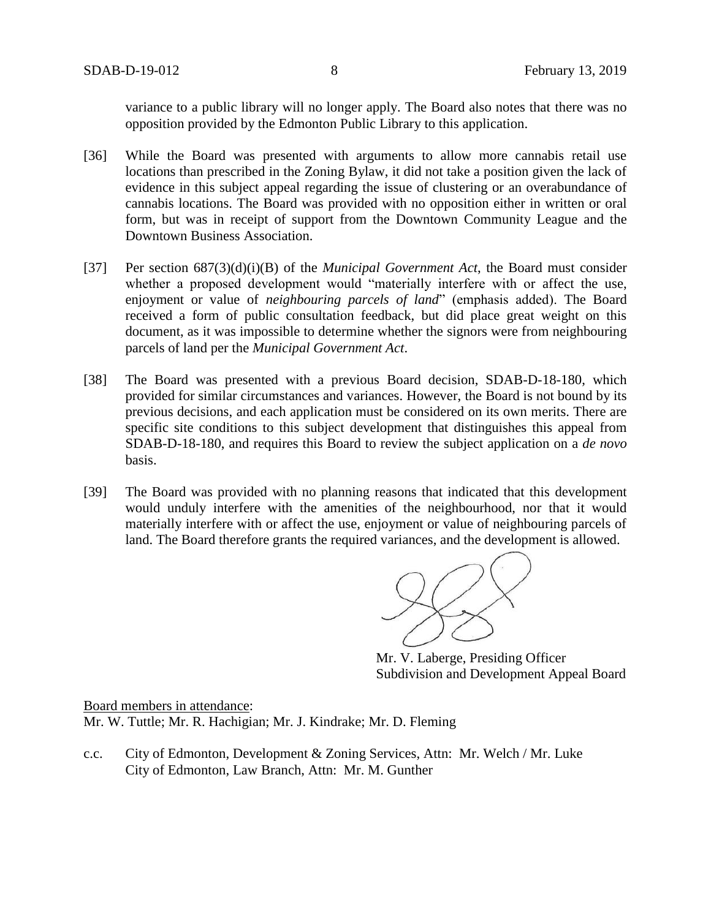variance to a public library will no longer apply. The Board also notes that there was no opposition provided by the Edmonton Public Library to this application.

[36] While the Board was presented with arguments to allow more cannabis retail use locations than prescribed in the Zoning Bylaw, it did not take a position given the lack of evidence in this subject appeal regarding the issue of clustering or an overabundance of cannabis locations. The Board was provided with no opposition either in written or oral form, but was in receipt of support from the Downtown Community League and the Downtown Business Association.

[37] Per section 687(3)(d)(i)(B) of the *Municipal Government Act*, the Board must consider whether a proposed development would "materially interfere with or affect the use, enjoyment or value of *neighbouring parcels of land*" (emphasis added). The Board received a form of public consultation feedback, but did place great weight on this document, as it was impossible to determine whether the signors were from neighbouring parcels of land per the *Municipal Government Act*.

[38] The Board was presented with a previous Board decision, SDAB-D-18-180, which provided for similar circumstances and variances. However, the Board is not bound by its previous decisions, and each application must be considered on its own merits. There are specific site conditions to this subject development that distinguishes this appeal from SDAB-D-18-180, and requires this Board to review the subject application on a *de novo* basis.

[39] The Board was provided with no planning reasons that indicated that this development would unduly interfere with the amenities of the neighbourhood, nor that it would materially interfere with or affect the use, enjoyment or value of neighbouring parcels of land. The Board therefore grants the required variances, and the development is allowed.

Mr. V. Laberge, Presiding Officer
Subdivision and Development Appeal Board

Board members in attendance:
Mr. W. Tuttle; Mr. R. Hachigian; Mr. J. Kindrake; Mr. D. Fleming

c.c. City of Edmonton, Development & Zoning Services, Attn: Mr. Welch / Mr. Luke
City of Edmonton, Law Branch, Attn: Mr. M. Gunther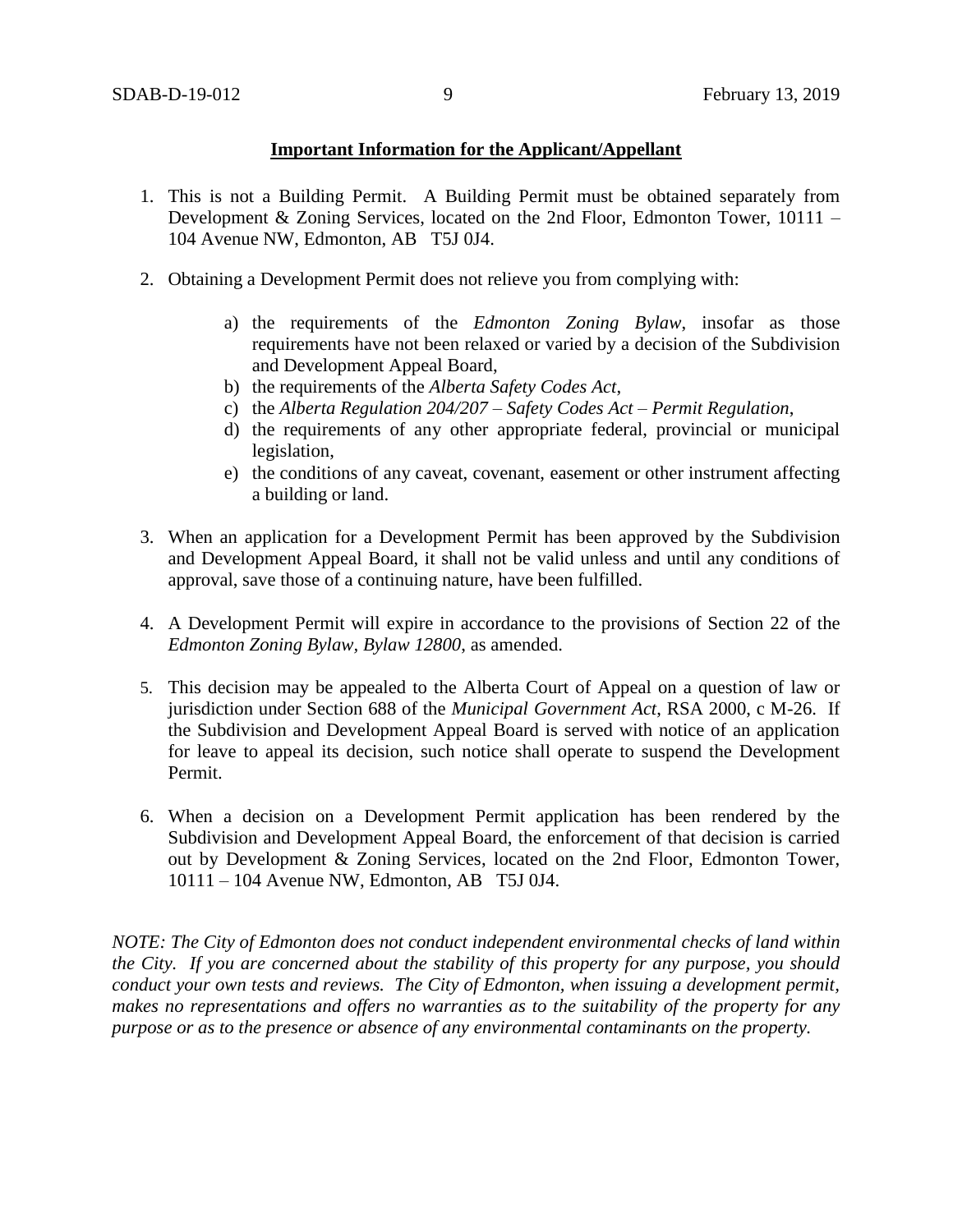**Important Information for the Applicant/Appellant**

1. This is not a Building Permit. A Building Permit must be obtained separately from Development & Zoning Services, located on the 2nd Floor, Edmonton Tower, 10111 – 104 Avenue NW, Edmonton, AB T5J 0J4.

2. Obtaining a Development Permit does not relieve you from complying with:

    a) the requirements of the *Edmonton Zoning Bylaw*, insofar as those requirements have not been relaxed or varied by a decision of the Subdivision and Development Appeal Board,
    b) the requirements of the *Alberta Safety Codes Act*,
    c) the *Alberta Regulation 204/207 – Safety Codes Act – Permit Regulation*,
    d) the requirements of any other appropriate federal, provincial or municipal legislation,
    e) the conditions of any caveat, covenant, easement or other instrument affecting a building or land.

3. When an application for a Development Permit has been approved by the Subdivision and Development Appeal Board, it shall not be valid unless and until any conditions of approval, save those of a continuing nature, have been fulfilled.

4. A Development Permit will expire in accordance to the provisions of Section 22 of the *Edmonton Zoning Bylaw, Bylaw 12800*, as amended.

5. This decision may be appealed to the Alberta Court of Appeal on a question of law or jurisdiction under Section 688 of the *Municipal Government Act*, RSA 2000, c M-26. If the Subdivision and Development Appeal Board is served with notice of an application for leave to appeal its decision, such notice shall operate to suspend the Development Permit.

6. When a decision on a Development Permit application has been rendered by the Subdivision and Development Appeal Board, the enforcement of that decision is carried out by Development & Zoning Services, located on the 2nd Floor, Edmonton Tower, 10111 – 104 Avenue NW, Edmonton, AB T5J 0J4.

*NOTE: The City of Edmonton does not conduct independent environmental checks of land within the City. If you are concerned about the stability of this property for any purpose, you should conduct your own tests and reviews. The City of Edmonton, when issuing a development permit, makes no representations and offers no warranties as to the suitability of the property for any purpose or as to the presence or absence of any environmental contaminants on the property.*